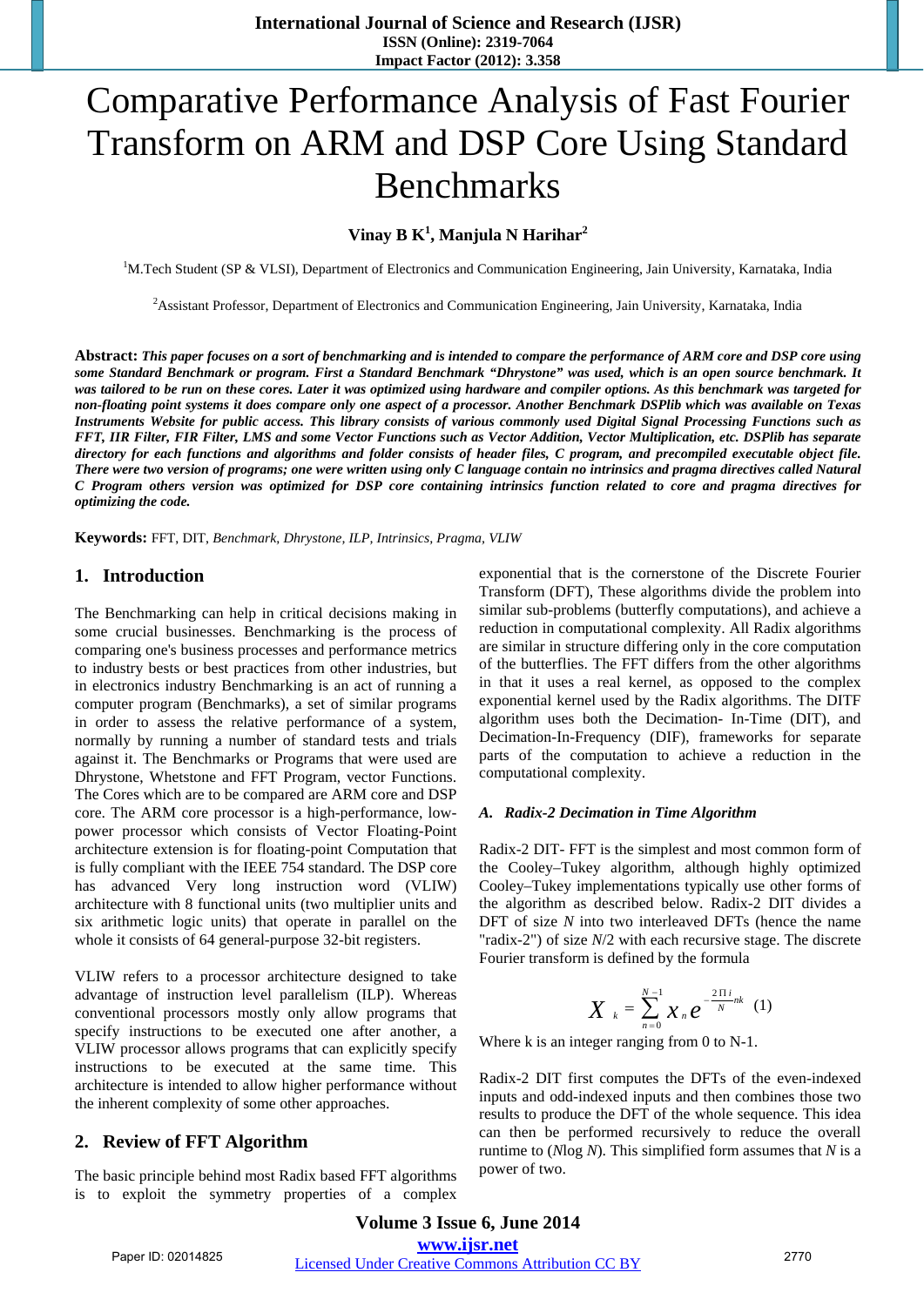# Comparative Performance Analysis of Fast Fourier Transform on ARM and DSP Core Using Standard Benchmarks

**Vinay B K[1], Manjula N Harihar[2]**

[1]M.Tech Student (SP & VLSI), Department of Electronics and Communication Engineering, Jain University, Karnataka, India

[2]Assistant Professor, Department of Electronics and Communication Engineering, Jain University, Karnataka, India

**Abstract:** ***This paper focuses on a sort of benchmarking and is intended to compare the performance of ARM core and DSP core using some Standard Benchmark or program. First a Standard Benchmark "Dhrystone" was used, which is an open source benchmark. It was tailored to be run on these cores. Later it was optimized using hardware and compiler options. As this benchmark was targeted for non-floating point systems it does compare only one aspect of a processor. Another Benchmark DSPlib which was available on Texas Instruments Website for public access. This library consists of various commonly used Digital Signal Processing Functions such as FFT, IIR Filter, FIR Filter, LMS and some Vector Functions such as Vector Addition, Vector Multiplication, etc. DSPlib has separate directory for each functions and algorithms and folder consists of header files, C program, and precompiled executable object file. There were two version of programs; one were written using only C language contain no intrinsics and pragma directives called Natural C Program others version was optimized for DSP core containing intrinsics function related to core and pragma directives for optimizing the code.***

**Keywords:** FFT, DIT, *Benchmark, Dhrystone, ILP, Intrinsics, Pragma, VLIW*

## 1. Introduction

The Benchmarking can help in critical decisions making in some crucial businesses. Benchmarking is the process of comparing one's business processes and performance metrics to industry bests or best practices from other industries, but in electronics industry Benchmarking is an act of running a computer program (Benchmarks), a set of similar programs in order to assess the relative performance of a system, normally by running a number of standard tests and trials against it. The Benchmarks or Programs that were used are Dhrystone, Whetstone and FFT Program, vector Functions. The Cores which are to be compared are ARM core and DSP core. The ARM core processor is a high-performance, low-power processor which consists of Vector Floating-Point architecture extension is for floating-point Computation that is fully compliant with the IEEE 754 standard. The DSP core has advanced Very long instruction word (VLIW) architecture with 8 functional units (two multiplier units and six arithmetic logic units) that operate in parallel on the whole it consists of 64 general-purpose 32-bit registers.

VLIW refers to a processor architecture designed to take advantage of instruction level parallelism (ILP). Whereas conventional processors mostly only allow programs that specify instructions to be executed one after another, a VLIW processor allows programs that can explicitly specify instructions to be executed at the same time. This architecture is intended to allow higher performance without the inherent complexity of some other approaches.

## 2. Review of FFT Algorithm

The basic principle behind most Radix based FFT algorithms is to exploit the symmetry properties of a complex exponential that is the cornerstone of the Discrete Fourier Transform (DFT), These algorithms divide the problem into similar sub-problems (butterfly computations), and achieve a reduction in computational complexity. All Radix algorithms are similar in structure differing only in the core computation of the butterflies. The FFT differs from the other algorithms in that it uses a real kernel, as opposed to the complex exponential kernel used by the Radix algorithms. The DITF algorithm uses both the Decimation- In-Time (DIT), and Decimation-In-Frequency (DIF), frameworks for separate parts of the computation to achieve a reduction in the computational complexity.

### *A. Radix-2 Decimation in Time Algorithm*

Radix-2 DIT- FFT is the simplest and most common form of the Cooley–Tukey algorithm, although highly optimized Cooley–Tukey implementations typically use other forms of the algorithm as described below. Radix-2 DIT divides a DFT of size *N* into two interleaved DFTs (hence the name "radix-2") of size *N*/2 with each recursive stage. The discrete Fourier transform is defined by the formula

$$X_k = \sum_{n=0}^{N-1} x_n e^{-\frac{2\Pi i}{N}nk} \quad (1)$$

Where k is an integer ranging from 0 to N-1.

Radix-2 DIT first computes the DFTs of the even-indexed inputs and odd-indexed inputs and then combines those two results to produce the DFT of the whole sequence. This idea can then be performed recursively to reduce the overall runtime to (*N*log *N*). This simplified form assumes that *N* is a power of two.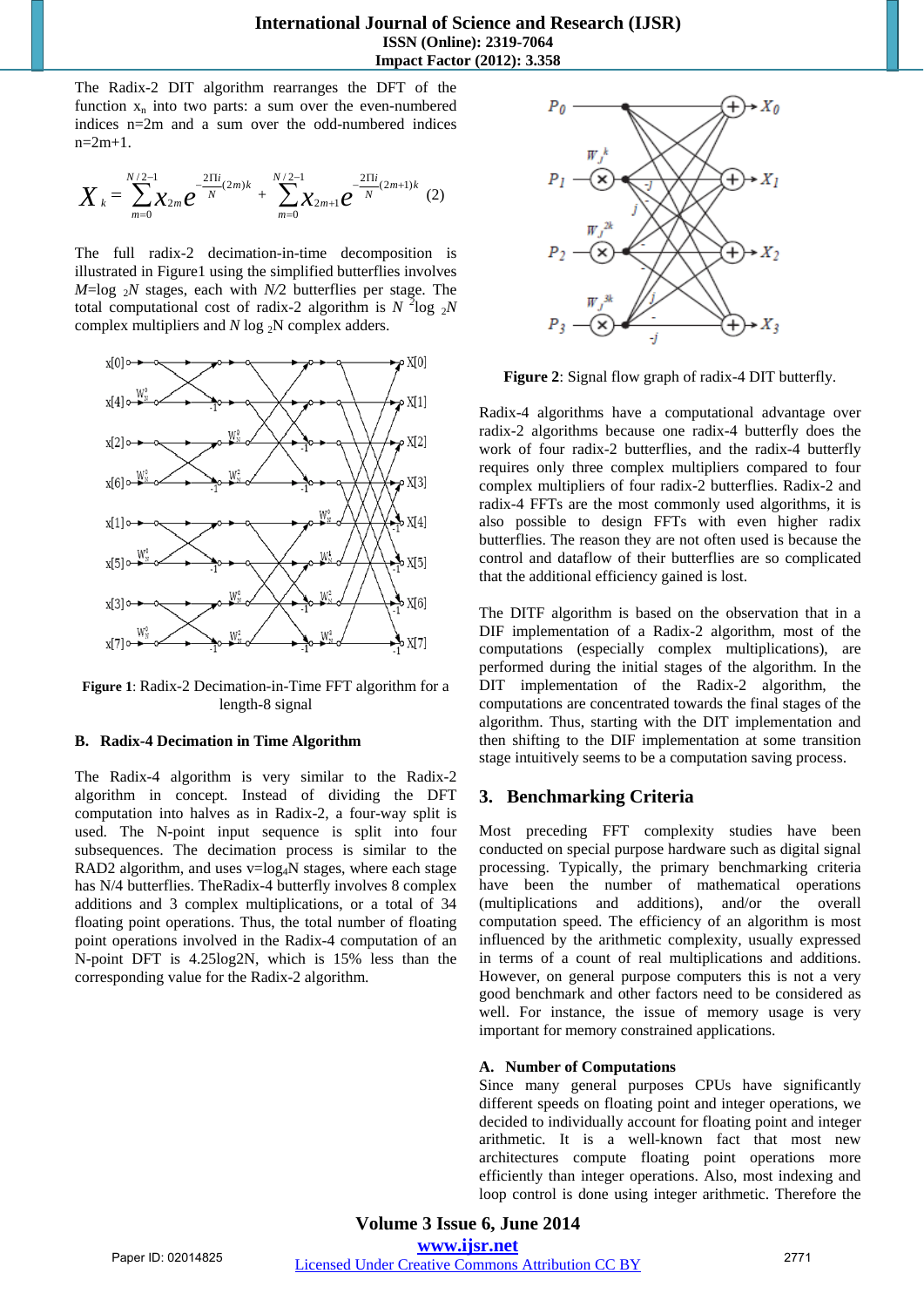The Radix-2 DIT algorithm rearranges the DFT of the function $x_n$ into two parts: a sum over the even-numbered indices n=2m and a sum over the odd-numbered indices n=2m+1.

$$X_k = \sum_{m=0}^{N/2-1} x_{2m} e^{-\frac{2\Pi i}{N}(2m)k} + \sum_{m=0}^{N/2-1} x_{2m+1} e^{-\frac{2\Pi i}{N}(2m+1)k} \quad (2)$$

The full radix-2 decimation-in-time decomposition is illustrated in Figure1 using the simplified butterflies involves $M=\log_2 N$ stages, each with $N/2$ butterflies per stage. The total computational cost of radix-2 algorithm is $N^2 \log_2 N$ complex multipliers and $N \log_2 N$ complex adders.

**Figure 1**: Radix-2 Decimation-in-Time FFT algorithm for a length-8 signal

### B. Radix-4 Decimation in Time Algorithm

The Radix-4 algorithm is very similar to the Radix-2 algorithm in concept. Instead of dividing the DFT computation into halves as in Radix-2, a four-way split is used. The N-point input sequence is split into four subsequences. The decimation process is similar to the RAD2 algorithm, and uses $v=\log_4 N$ stages, where each stage has N/4 butterflies. TheRadix-4 butterfly involves 8 complex additions and 3 complex multiplications, or a total of 34 floating point operations. Thus, the total number of floating point operations involved in the Radix-4 computation of an N-point DFT is 4.25log2N, which is 15% less than the corresponding value for the Radix-2 algorithm.

**Figure 2**: Signal flow graph of radix-4 DIT butterfly.

Radix-4 algorithms have a computational advantage over radix-2 algorithms because one radix-4 butterfly does the work of four radix-2 butterflies, and the radix-4 butterfly requires only three complex multipliers compared to four complex multipliers of four radix-2 butterflies. Radix-2 and radix-4 FFTs are the most commonly used algorithms, it is also possible to design FFTs with even higher radix butterflies. The reason they are not often used is because the control and dataflow of their butterflies are so complicated that the additional efficiency gained is lost.

The DITF algorithm is based on the observation that in a DIF implementation of a Radix-2 algorithm, most of the computations (especially complex multiplications), are performed during the initial stages of the algorithm. In the DIT implementation of the Radix-2 algorithm, the computations are concentrated towards the final stages of the algorithm. Thus, starting with the DIT implementation and then shifting to the DIF implementation at some transition stage intuitively seems to be a computation saving process.

## 3. Benchmarking Criteria

Most preceding FFT complexity studies have been conducted on special purpose hardware such as digital signal processing. Typically, the primary benchmarking criteria have been the number of mathematical operations (multiplications and additions), and/or the overall computation speed. The efficiency of an algorithm is most influenced by the arithmetic complexity, usually expressed in terms of a count of real multiplications and additions. However, on general purpose computers this is not a very good benchmark and other factors need to be considered as well. For instance, the issue of memory usage is very important for memory constrained applications.

### A. Number of Computations

Since many general purposes CPUs have significantly different speeds on floating point and integer operations, we decided to individually account for floating point and integer arithmetic. It is a well-known fact that most new architectures compute floating point operations more efficiently than integer operations. Also, most indexing and loop control is done using integer arithmetic. Therefore the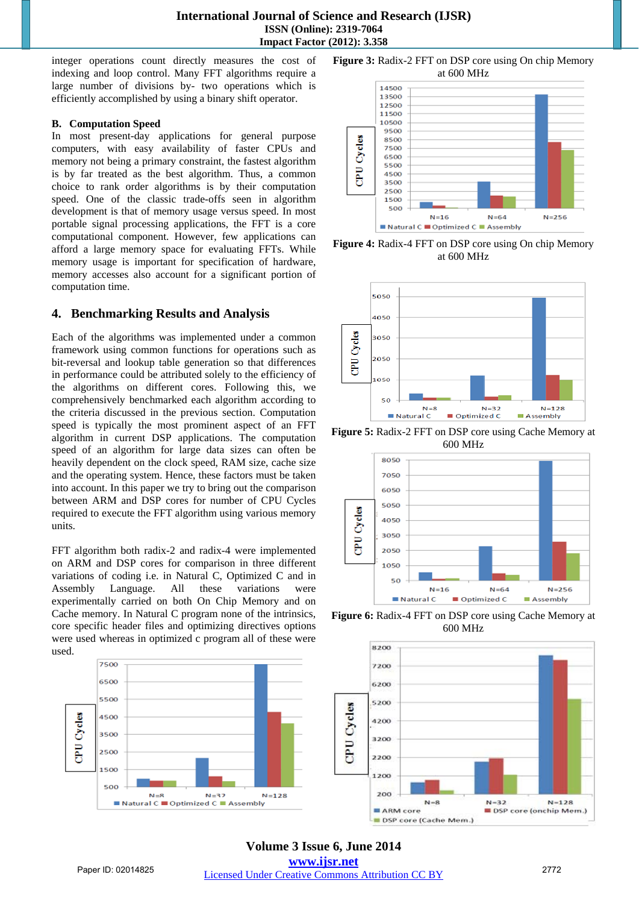integer operations count directly measures the cost of indexing and loop control. Many FFT algorithms require a large number of divisions by- two operations which is efficiently accomplished by using a binary shift operator.

### B. Computation Speed

In most present-day applications for general purpose computers, with easy availability of faster CPUs and memory not being a primary constraint, the fastest algorithm is by far treated as the best algorithm. Thus, a common choice to rank order algorithms is by their computation speed. One of the classic trade-offs seen in algorithm development is that of memory usage versus speed. In most portable signal processing applications, the FFT is a core computational component. However, few applications can afford a large memory space for evaluating FFTs. While memory usage is important for specification of hardware, memory accesses also account for a significant portion of computation time.

## 4. Benchmarking Results and Analysis

Each of the algorithms was implemented under a common framework using common functions for operations such as bit-reversal and lookup table generation so that differences in performance could be attributed solely to the efficiency of the algorithms on different cores. Following this, we comprehensively benchmarked each algorithm according to the criteria discussed in the previous section. Computation speed is typically the most prominent aspect of an FFT algorithm in current DSP applications. The computation speed of an algorithm for large data sizes can often be heavily dependent on the clock speed, RAM size, cache size and the operating system. Hence, these factors must be taken into account. In this paper we try to bring out the comparison between ARM and DSP cores for number of CPU Cycles required to execute the FFT algorithm using various memory units.

FFT algorithm both radix-2 and radix-4 were implemented on ARM and DSP cores for comparison in three different variations of coding i.e. in Natural C, Optimized C and in Assembly Language. All these variations were experimentally carried on both On Chip Memory and on Cache memory. In Natural C program none of the intrinsics, core specific header files and optimizing directives options were used whereas in optimized c program all of these were used.

**Figure 3:** Radix-2 FFT on DSP core using On chip Memory at 600 MHz

**Figure 4:** Radix-4 FFT on DSP core using On chip Memory at 600 MHz

**Figure 5:** Radix-2 FFT on DSP core using Cache Memory at 600 MHz

**Figure 6:** Radix-4 FFT on DSP core using Cache Memory at 600 MHz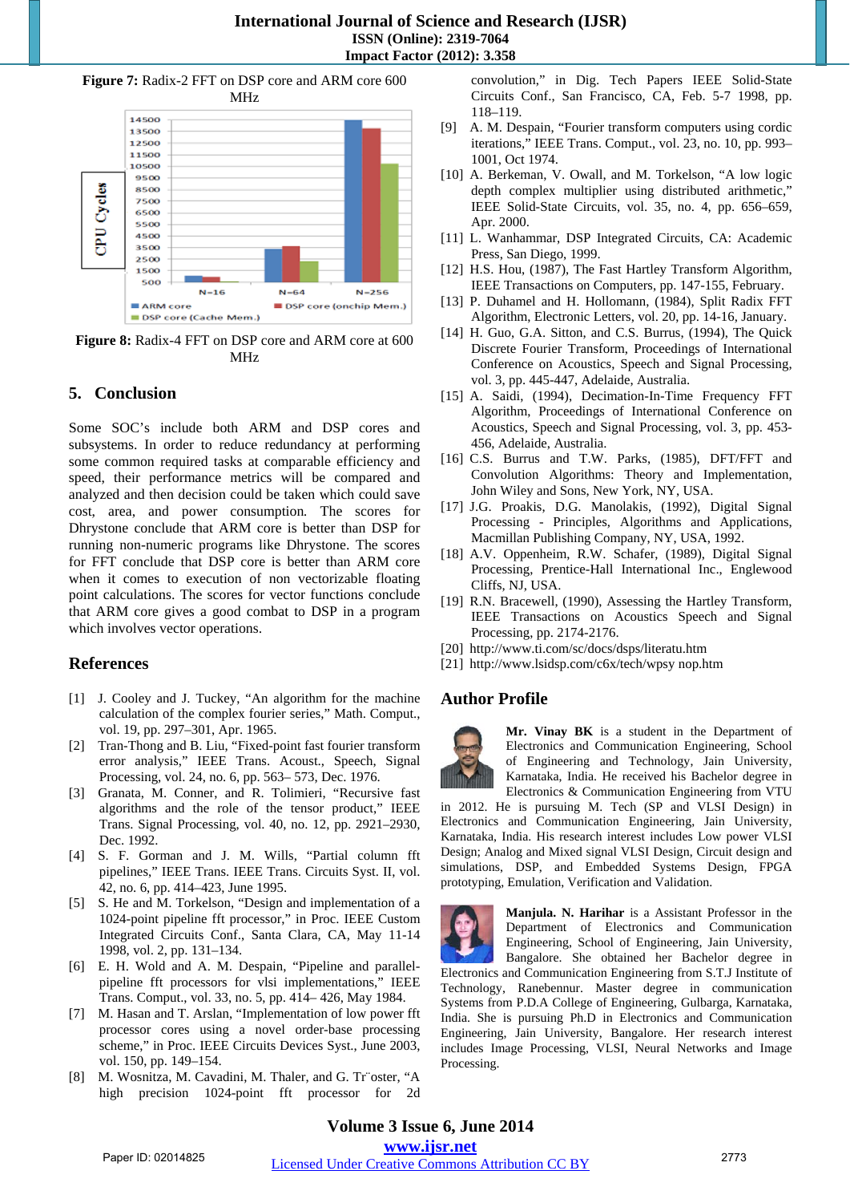**Figure 7:** Radix-2 FFT on DSP core and ARM core 600 MHz

CPU Cycles

14500
13500
12500
11500
10500
9500
8500
7500
6500
5500
4500
3500
2500
1500
500

N=16 N=64 N=256

ARM core
DSP core (onchip Mem.)
DSP core (Cache Mem.)

**Figure 8:** Radix-4 FFT on DSP core and ARM core at 600 MHz

## 5. Conclusion

Some SOC's include both ARM and DSP cores and subsystems. In order to reduce redundancy at performing some common required tasks at comparable efficiency and speed, their performance metrics will be compared and analyzed and then decision could be taken which could save cost, area, and power consumption. The scores for Dhrystone conclude that ARM core is better than DSP for running non-numeric programs like Dhrystone. The scores for FFT conclude that DSP core is better than ARM core when it comes to execution of non vectorizable floating point calculations. The scores for vector functions conclude that ARM core gives a good combat to DSP in a program which involves vector operations.

## References

[1] J. Cooley and J. Tuckey, "An algorithm for the machine calculation of the complex fourier series," Math. Comput., vol. 19, pp. 297–301, Apr. 1965.

[2] Tran-Thong and B. Liu, "Fixed-point fast fourier transform error analysis," IEEE Trans. Acoust., Speech, Signal Processing, vol. 24, no. 6, pp. 563– 573, Dec. 1976.

[3] Granata, M. Conner, and R. Tolimieri, "Recursive fast algorithms and the role of the tensor product," IEEE Trans. Signal Processing, vol. 40, no. 12, pp. 2921–2930, Dec. 1992.

[4] S. F. Gorman and J. M. Wills, "Partial column fft pipelines," IEEE Trans. IEEE Trans. Circuits Syst. II, vol. 42, no. 6, pp. 414–423, June 1995.

[5] S. He and M. Torkelson, "Design and implementation of a 1024-point pipeline fft processor," in Proc. IEEE Custom Integrated Circuits Conf., Santa Clara, CA, May 11-14 1998, vol. 2, pp. 131–134.

[6] E. H. Wold and A. M. Despain, "Pipeline and parallel-pipeline fft processors for vlsi implementations," IEEE Trans. Comput., vol. 33, no. 5, pp. 414– 426, May 1984.

[7] M. Hasan and T. Arslan, "Implementation of low power fft processor cores using a novel order-base processing scheme," in Proc. IEEE Circuits Devices Syst., June 2003, vol. 150, pp. 149–154.

[8] M. Wosnitza, M. Cavadini, M. Thaler, and G. Tr¨oster, "A high precision 1024-point fft processor for 2d convolution," in Dig. Tech Papers IEEE Solid-State Circuits Conf., San Francisco, CA, Feb. 5-7 1998, pp. 118–119.

[9] A. M. Despain, "Fourier transform computers using cordic iterations," IEEE Trans. Comput., vol. 23, no. 10, pp. 993–1001, Oct 1974.

[10] A. Berkeman, V. Owall, and M. Torkelson, "A low logic depth complex multiplier using distributed arithmetic," IEEE Solid-State Circuits, vol. 35, no. 4, pp. 656–659, Apr. 2000.

[11] L. Wanhammar, DSP Integrated Circuits, CA: Academic Press, San Diego, 1999.

[12] H.S. Hou, (1987), The Fast Hartley Transform Algorithm, IEEE Transactions on Computers, pp. 147-155, February.

[13] P. Duhamel and H. Hollomann, (1984), Split Radix FFT Algorithm, Electronic Letters, vol. 20, pp. 14-16, January.

[14] H. Guo, G.A. Sitton, and C.S. Burrus, (1994), The Quick Discrete Fourier Transform, Proceedings of International Conference on Acoustics, Speech and Signal Processing, vol. 3, pp. 445-447, Adelaide, Australia.

[15] A. Saidi, (1994), Decimation-In-Time Frequency FFT Algorithm, Proceedings of International Conference on Acoustics, Speech and Signal Processing, vol. 3, pp. 453-456, Adelaide, Australia.

[16] C.S. Burrus and T.W. Parks, (1985), DFT/FFT and Convolution Algorithms: Theory and Implementation, John Wiley and Sons, New York, NY, USA.

[17] J.G. Proakis, D.G. Manolakis, (1992), Digital Signal Processing - Principles, Algorithms and Applications, Macmillan Publishing Company, NY, USA, 1992.

[18] A.V. Oppenheim, R.W. Schafer, (1989), Digital Signal Processing, Prentice-Hall International Inc., Englewood Cliffs, NJ, USA.

[19] R.N. Bracewell, (1990), Assessing the Hartley Transform, IEEE Transactions on Acoustics Speech and Signal Processing, pp. 2174-2176.

[20] http://www.ti.com/sc/docs/dsps/literatu.htm

[21] http://www.lsidsp.com/c6x/tech/wpsy nop.htm

## Author Profile

**Mr. Vinay BK** is a student in the Department of Electronics and Communication Engineering, School of Engineering and Technology, Jain University, Karnataka, India. He received his Bachelor degree in Electronics & Communication Engineering from VTU in 2012. He is pursuing M. Tech (SP and VLSI Design) in Electronics and Communication Engineering, Jain University, Karnataka, India. His research interest includes Low power VLSI Design; Analog and Mixed signal VLSI Design, Circuit design and simulations, DSP, and Embedded Systems Design, FPGA prototyping, Emulation, Verification and Validation.

**Manjula. N. Harihar** is a Assistant Professor in the Department of Electronics and Communication Engineering, School of Engineering, Jain University, Bangalore. She obtained her Bachelor degree in Electronics and Communication Engineering from S.T.J Institute of Technology, Ranebennur. Master degree in communication Systems from P.D.A College of Engineering, Gulbarga, Karnataka, India. She is pursuing Ph.D in Electronics and Communication Engineering, Jain University, Bangalore. Her research interest includes Image Processing, VLSI, Neural Networks and Image Processing.